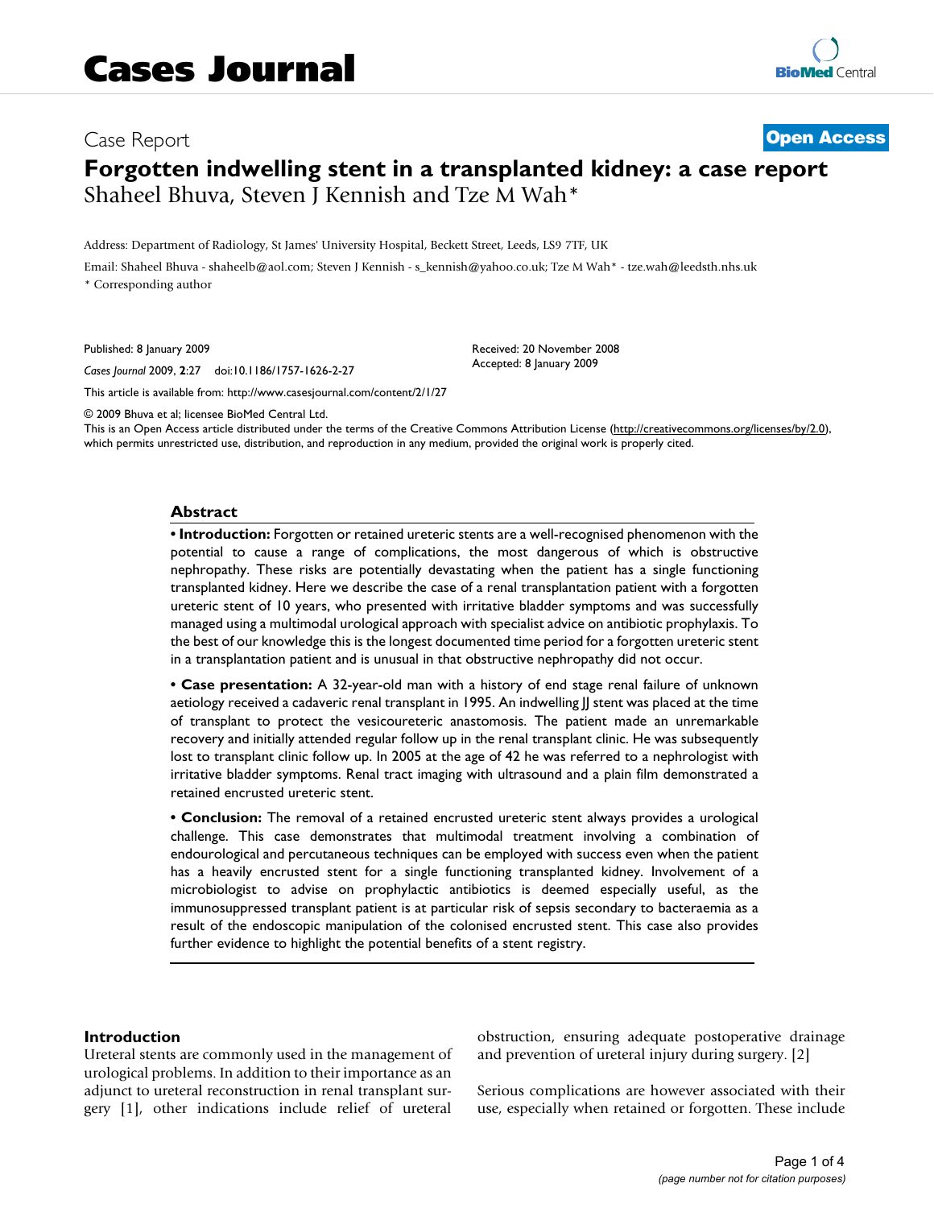Case Report

**Open Access**

# Forgotten indwelling stent in a transplanted kidney: a case report

Shaheel Bhuva, Steven J Kennish and Tze M Wah*

Address: Department of Radiology, St James' University Hospital, Beckett Street, Leeds, LS9 7TF, UK

Email: Shaheel Bhuva - shaheelb@aol.com; Steven J Kennish - s_kennish@yahoo.co.uk; Tze M Wah* - tze.wah@leedsth.nhs.uk

* Corresponding author

Published: 8 January 2009

*Cases Journal* 2009, **2**:27 doi:10.1186/1757-1626-2-27

Received: 20 November 2008

Accepted: 8 January 2009

This article is available from: http://www.casesjournal.com/content/2/1/27

© 2009 Bhuva et al; licensee BioMed Central Ltd.

This is an Open Access article distributed under the terms of the Creative Commons Attribution License (http://creativecommons.org/licenses/by/2.0), which permits unrestricted use, distribution, and reproduction in any medium, provided the original work is properly cited.

## Abstract

• **Introduction:** Forgotten or retained ureteric stents are a well-recognised phenomenon with the potential to cause a range of complications, the most dangerous of which is obstructive nephropathy. These risks are potentially devastating when the patient has a single functioning transplanted kidney. Here we describe the case of a renal transplantation patient with a forgotten ureteric stent of 10 years, who presented with irritative bladder symptoms and was successfully managed using a multimodal urological approach with specialist advice on antibiotic prophylaxis. To the best of our knowledge this is the longest documented time period for a forgotten ureteric stent in a transplantation patient and is unusual in that obstructive nephropathy did not occur.

• **Case presentation:** A 32-year-old man with a history of end stage renal failure of unknown aetiology received a cadaveric renal transplant in 1995. An indwelling JJ stent was placed at the time of transplant to protect the vesicoureteric anastomosis. The patient made an unremarkable recovery and initially attended regular follow up in the renal transplant clinic. He was subsequently lost to transplant clinic follow up. In 2005 at the age of 42 he was referred to a nephrologist with irritative bladder symptoms. Renal tract imaging with ultrasound and a plain film demonstrated a retained encrusted ureteric stent.

• **Conclusion:** The removal of a retained encrusted ureteric stent always provides a urological challenge. This case demonstrates that multimodal treatment involving a combination of endourological and percutaneous techniques can be employed with success even when the patient has a heavily encrusted stent for a single functioning transplanted kidney. Involvement of a microbiologist to advise on prophylactic antibiotics is deemed especially useful, as the immunosuppressed transplant patient is at particular risk of sepsis secondary to bacteraemia as a result of the endoscopic manipulation of the colonised encrusted stent. This case also provides further evidence to highlight the potential benefits of a stent registry.

## Introduction

Ureteral stents are commonly used in the management of urological problems. In addition to their importance as an adjunct to ureteral reconstruction in renal transplant surgery [1], other indications include relief of ureteral obstruction, ensuring adequate postoperative drainage and prevention of ureteral injury during surgery. [2]

Serious complications are however associated with their use, especially when retained or forgotten. These include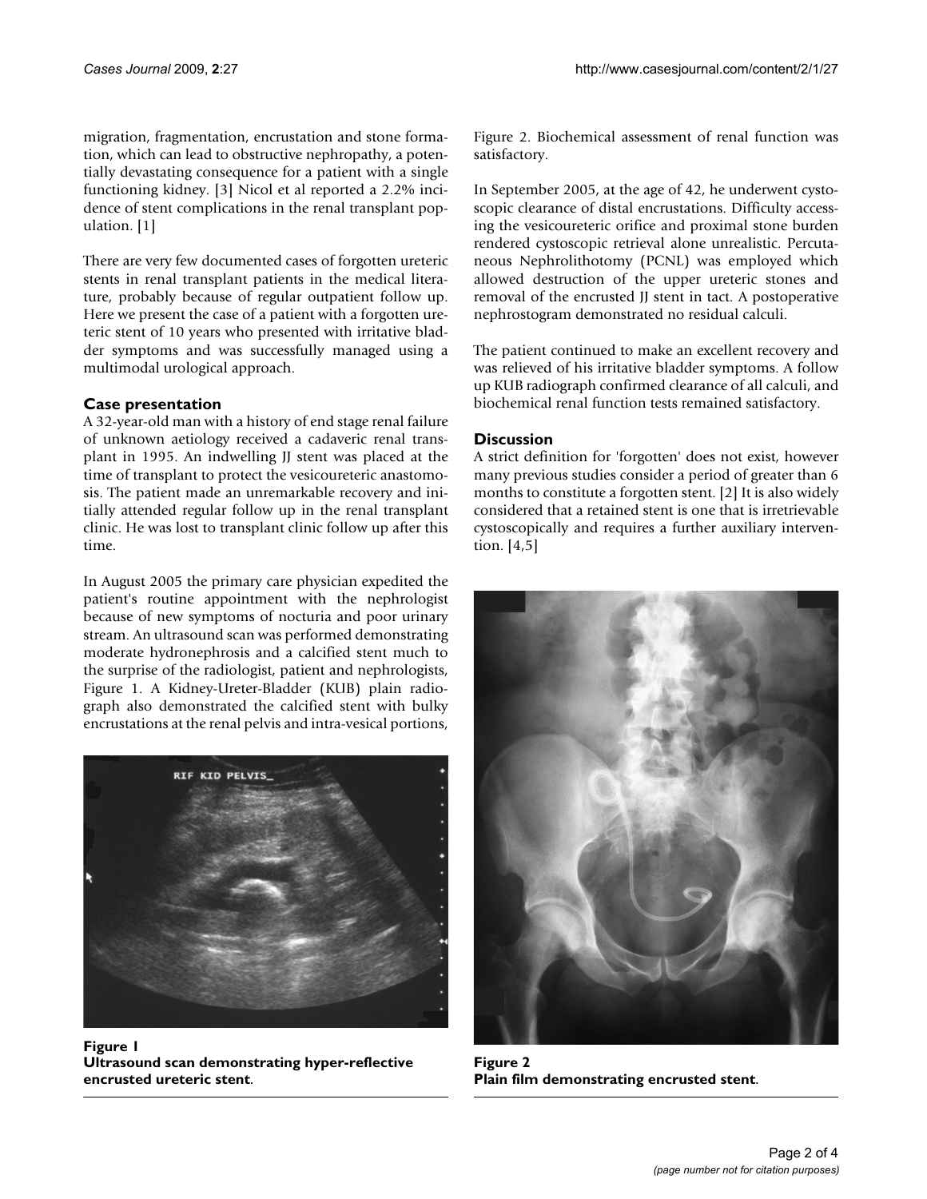migration, fragmentation, encrustation and stone formation, which can lead to obstructive nephropathy, a potentially devastating consequence for a patient with a single functioning kidney. [3] Nicol et al reported a 2.2% incidence of stent complications in the renal transplant population. [1]

There are very few documented cases of forgotten ureteric stents in renal transplant patients in the medical literature, probably because of regular outpatient follow up. Here we present the case of a patient with a forgotten ureteric stent of 10 years who presented with irritative bladder symptoms and was successfully managed using a multimodal urological approach.

## Case presentation

A 32-year-old man with a history of end stage renal failure of unknown aetiology received a cadaveric renal transplant in 1995. An indwelling JJ stent was placed at the time of transplant to protect the vesicoureteric anastomosis. The patient made an unremarkable recovery and initially attended regular follow up in the renal transplant clinic. He was lost to transplant clinic follow up after this time.

In August 2005 the primary care physician expedited the patient's routine appointment with the nephrologist because of new symptoms of nocturia and poor urinary stream. An ultrasound scan was performed demonstrating moderate hydronephrosis and a calcified stent much to the surprise of the radiologist, patient and nephrologists, Figure 1. A Kidney-Ureter-Bladder (KUB) plain radiograph also demonstrated the calcified stent with bulky encrustations at the renal pelvis and intra-vesical portions, Figure 2. Biochemical assessment of renal function was satisfactory.

**Figure 1**
**Ultrasound scan demonstrating hyper-reflective encrusted ureteric stent**.

In September 2005, at the age of 42, he underwent cystoscopic clearance of distal encrustations. Difficulty accessing the vesicoureteric orifice and proximal stone burden rendered cystoscopic retrieval alone unrealistic. Percutaneous Nephrolithotomy (PCNL) was employed which allowed destruction of the upper ureteric stones and removal of the encrusted JJ stent in tact. A postoperative nephrostogram demonstrated no residual calculi.

The patient continued to make an excellent recovery and was relieved of his irritative bladder symptoms. A follow up KUB radiograph confirmed clearance of all calculi, and biochemical renal function tests remained satisfactory.

## Discussion

A strict definition for 'forgotten' does not exist, however many previous studies consider a period of greater than 6 months to constitute a forgotten stent. [2] It is also widely considered that a retained stent is one that is irretrievable cystoscopically and requires a further auxiliary intervention. [4,5]

**Figure 2**
**Plain film demonstrating encrusted stent**.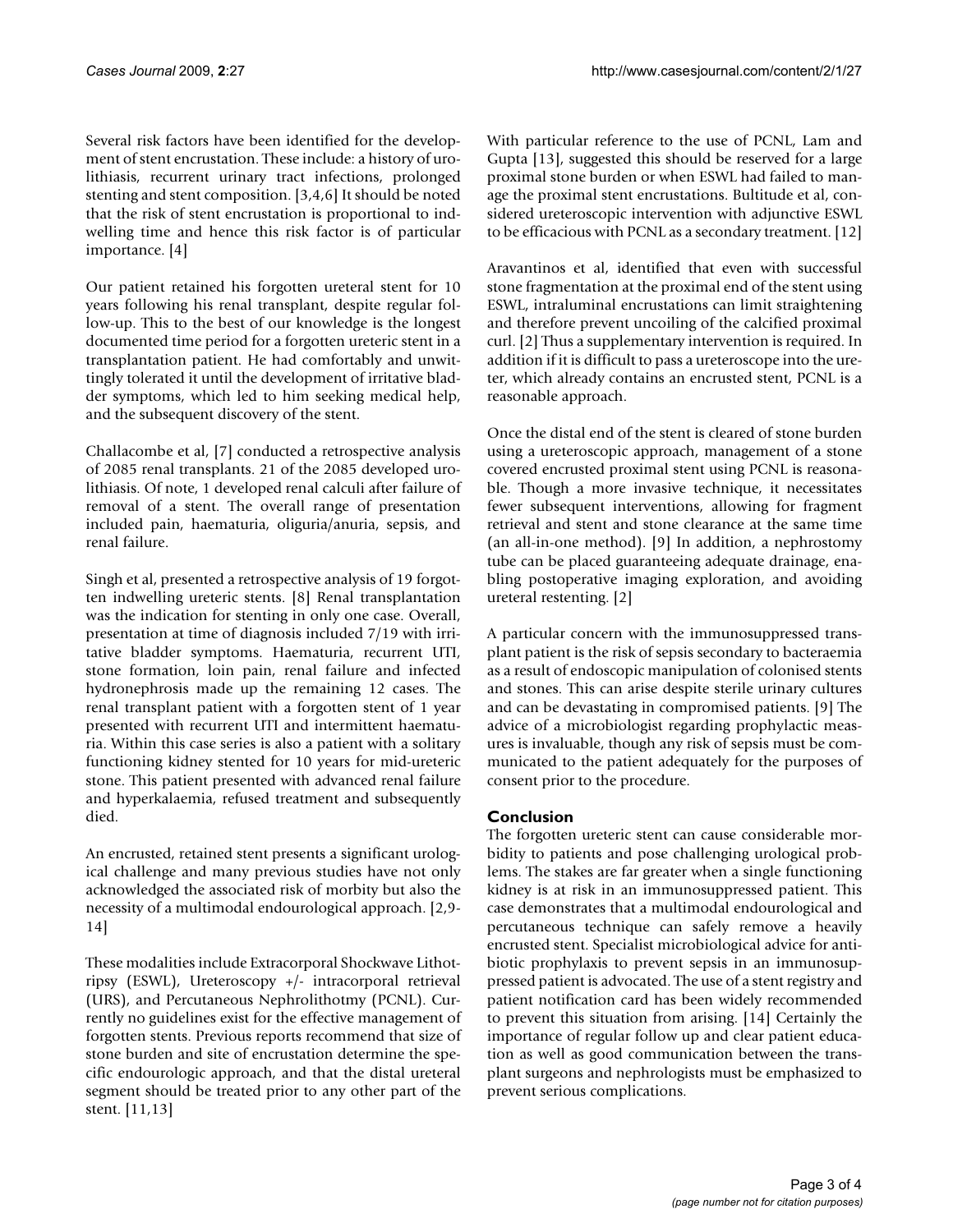Several risk factors have been identified for the development of stent encrustation. These include: a history of urolithiasis, recurrent urinary tract infections, prolonged stenting and stent composition. [3,4,6] It should be noted that the risk of stent encrustation is proportional to indwelling time and hence this risk factor is of particular importance. [4]

Our patient retained his forgotten ureteral stent for 10 years following his renal transplant, despite regular follow-up. This to the best of our knowledge is the longest documented time period for a forgotten ureteric stent in a transplantation patient. He had comfortably and unwittingly tolerated it until the development of irritative bladder symptoms, which led to him seeking medical help, and the subsequent discovery of the stent.

Challacombe et al, [7] conducted a retrospective analysis of 2085 renal transplants. 21 of the 2085 developed urolithiasis. Of note, 1 developed renal calculi after failure of removal of a stent. The overall range of presentation included pain, haematuria, oliguria/anuria, sepsis, and renal failure.

Singh et al, presented a retrospective analysis of 19 forgotten indwelling ureteric stents. [8] Renal transplantation was the indication for stenting in only one case. Overall, presentation at time of diagnosis included 7/19 with irritative bladder symptoms. Haematuria, recurrent UTI, stone formation, loin pain, renal failure and infected hydronephrosis made up the remaining 12 cases. The renal transplant patient with a forgotten stent of 1 year presented with recurrent UTI and intermittent haematuria. Within this case series is also a patient with a solitary functioning kidney stented for 10 years for mid-ureteric stone. This patient presented with advanced renal failure and hyperkalaemia, refused treatment and subsequently died.

An encrusted, retained stent presents a significant urological challenge and many previous studies have not only acknowledged the associated risk of morbity but also the necessity of a multimodal endourological approach. [2,9-14]

These modalities include Extracorporal Shockwave Lithotripsy (ESWL), Ureteroscopy +/- intracorporal retrieval (URS), and Percutaneous Nephrolithotmy (PCNL). Currently no guidelines exist for the effective management of forgotten stents. Previous reports recommend that size of stone burden and site of encrustation determine the specific endourologic approach, and that the distal ureteral segment should be treated prior to any other part of the stent. [11,13]

With particular reference to the use of PCNL, Lam and Gupta [13], suggested this should be reserved for a large proximal stone burden or when ESWL had failed to manage the proximal stent encrustations. Bultitude et al, considered ureteroscopic intervention with adjunctive ESWL to be efficacious with PCNL as a secondary treatment. [12]

Aravantinos et al, identified that even with successful stone fragmentation at the proximal end of the stent using ESWL, intraluminal encrustations can limit straightening and therefore prevent uncoiling of the calcified proximal curl. [2] Thus a supplementary intervention is required. In addition if it is difficult to pass a ureteroscope into the ureter, which already contains an encrusted stent, PCNL is a reasonable approach.

Once the distal end of the stent is cleared of stone burden using a ureteroscopic approach, management of a stone covered encrusted proximal stent using PCNL is reasonable. Though a more invasive technique, it necessitates fewer subsequent interventions, allowing for fragment retrieval and stent and stone clearance at the same time (an all-in-one method). [9] In addition, a nephrostomy tube can be placed guaranteeing adequate drainage, enabling postoperative imaging exploration, and avoiding ureteral restenting. [2]

A particular concern with the immunosuppressed transplant patient is the risk of sepsis secondary to bacteraemia as a result of endoscopic manipulation of colonised stents and stones. This can arise despite sterile urinary cultures and can be devastating in compromised patients. [9] The advice of a microbiologist regarding prophylactic measures is invaluable, though any risk of sepsis must be communicated to the patient adequately for the purposes of consent prior to the procedure.

## Conclusion

The forgotten ureteric stent can cause considerable morbidity to patients and pose challenging urological problems. The stakes are far greater when a single functioning kidney is at risk in an immunosuppressed patient. This case demonstrates that a multimodal endourological and percutaneous technique can safely remove a heavily encrusted stent. Specialist microbiological advice for antibiotic prophylaxis to prevent sepsis in an immunosuppressed patient is advocated. The use of a stent registry and patient notification card has been widely recommended to prevent this situation from arising. [14] Certainly the importance of regular follow up and clear patient education as well as good communication between the transplant surgeons and nephrologists must be emphasized to prevent serious complications.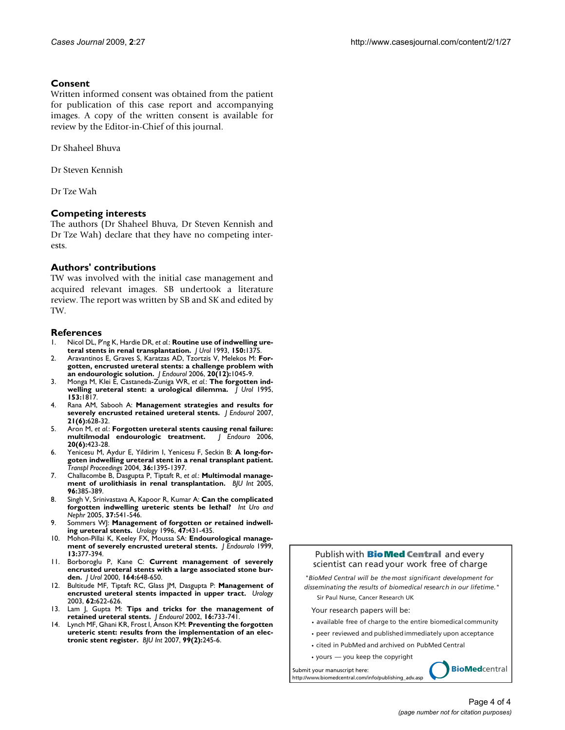## Consent

Written informed consent was obtained from the patient for publication of this case report and accompanying images. A copy of the written consent is available for review by the Editor-in-Chief of this journal.

Dr Shaheel Bhuva

Dr Steven Kennish

Dr Tze Wah

## Competing interests

The authors (Dr Shaheel Bhuva, Dr Steven Kennish and Dr Tze Wah) declare that they have no competing interests.

## Authors' contributions

TW was involved with the initial case management and acquired relevant images. SB undertook a literature review. The report was written by SB and SK and edited by TW.

## References

1. Nicol DL, P'ng K, Hardie DR, *et al.*: **Routine use of indwelling ureteral stents in renal transplantation.** *J Urol* 1993, **150:**1375.
2. Aravantinos E, Graves S, Karatzas AD, Tzortzis V, Melekos M: **Forgotten, encrusted ureteral stents: a challenge problem with an endourologic solution.** *J Endourol* 2006, **20(12):**1045-9.
3. Monga M, Klei E, Castaneda-Zuniga WR, *et al.*: **The forgotten indwelling ureteral stent: a urological dilemma.** *J Urol* 1995, **153:**1817.
4. Rana AM, Sabooh A: **Management strategies and results for severely encrusted retained ureteral stents.** *J Endourol* 2007, **21(6):**628-32.
5. Aron M, *et al.*: **Forgotten ureteral stents causing renal failure: multilmodal endourologic treatment.** *J Endouro* 2006, **20(6):**423-28.
6. Yenicesu M, Aydur E, Yildirim I, Yenicesu F, Seckin B: **A long-forgoten indwelling ureteral stent in a renal transplant patient.** *Transpl Proceedings* 2004, **36:**1395-1397.
7. Challacombe B, Dasgupta P, Tiptaft R, *et al.*: **Multimodal management of urolithiasis in renal transplantation.** *BJU Int* 2005, **96:**385-389.
8. Singh V, Srinivastava A, Kapoor R, Kumar A: **Can the complicated forgotten indwelling ureteric stents be lethal?** *Int Uro and Nephr* 2005, **37:**541-546.
9. Sommers WJ: **Management of forgotten or retained indwelling ureteral stents.** *Urology* 1996, **47:**431-435.
10. Mohon-Pillai K, Keeley FX, Moussa SA: **Endourological management of severely encrusted ureteral stents.** *J Endourolo* 1999, **13:**377-394.
11. Borboroglu P, Kane C: **Current management of severely encrusted ureteral stents with a large associated stone burden.** *J Urol* 2000, **164:**648-650.
12. Bultitude MF, Tiptaft RC, Glass JM, Dasgupta P: **Management of encrusted ureteral stents impacted in upper tract.** *Urology* 2003, **62:**622-626.
13. Lam J, Gupta M: **Tips and tricks for the management of retained ureteral stents.** *J Endourol* 2002, **16:**733-741.
14. Lynch MF, Ghani KR, Frost I, Anson KM: **Preventing the forgotten ureteric stent: results from the implementation of an electronic stent register.** *BJU Int* 2007, **99(2):**245-6.